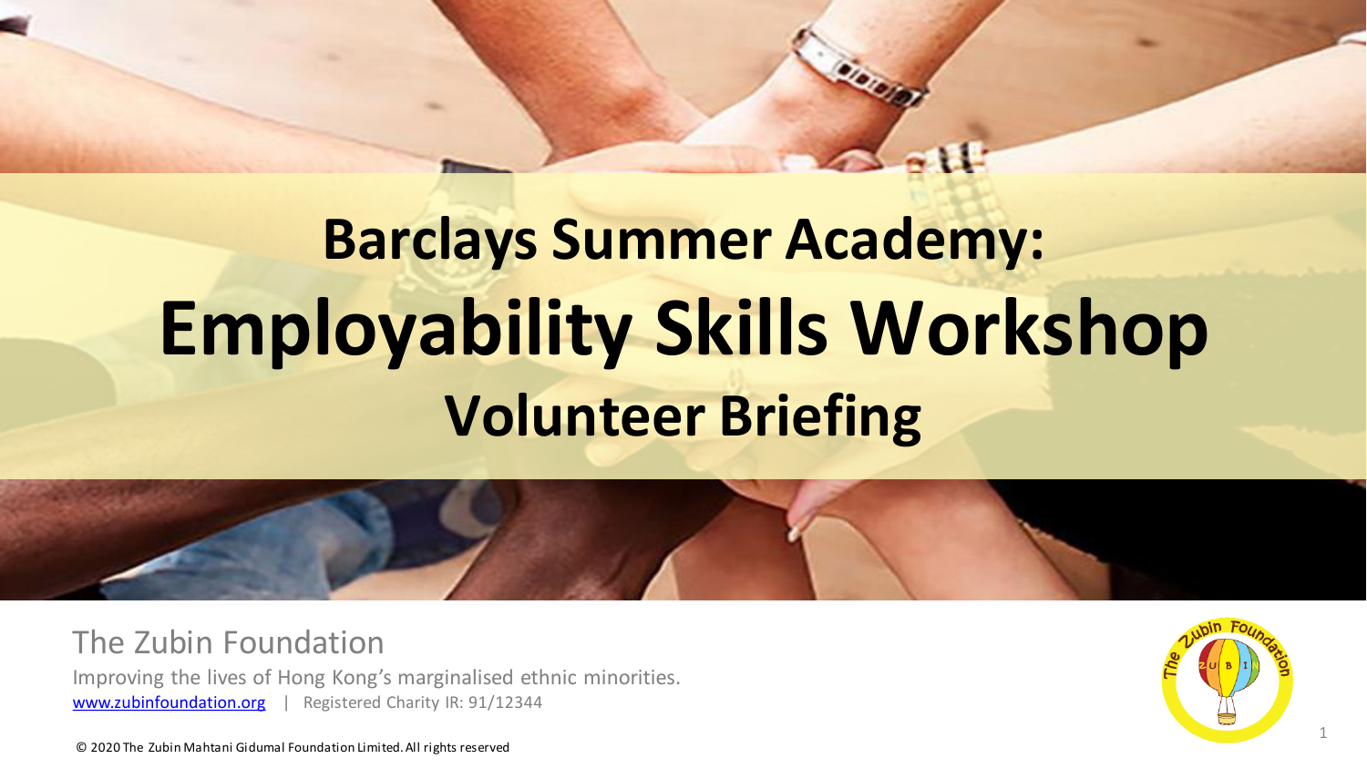# Barclays Summer Academy:

# Employability Skills Workshop

## Volunteer Briefing

The Zubin Foundation

Improving the lives of Hong Kong's marginalised ethnic minorities.

www.zubinfoundation.org | Registered Charity IR: 91/12344

© 2020 The Zubin Mahtani Gidumal Foundation Limited. All rights reserved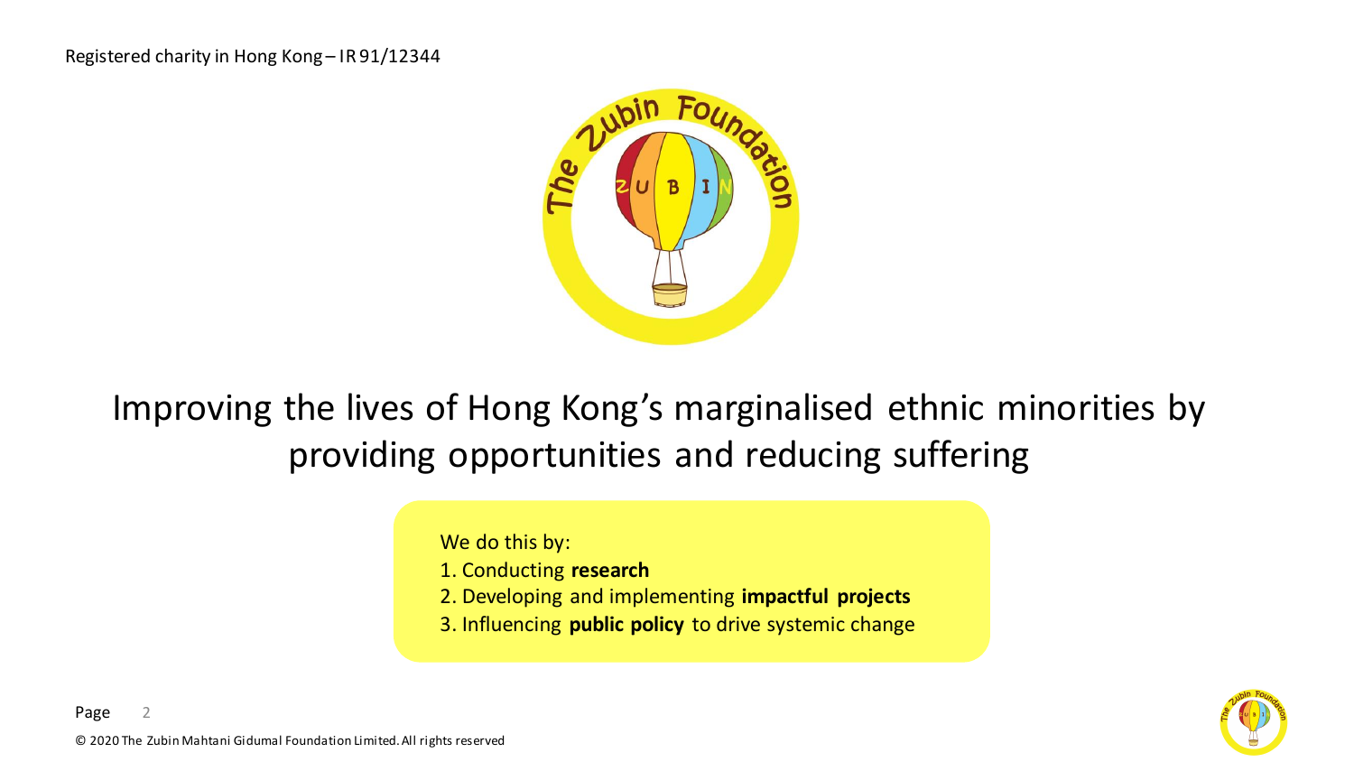Registered charity in Hong Kong – IR 91/12344

Improving the lives of Hong Kong’s marginalised ethnic minorities by providing opportunities and reducing suffering

We do this by:

1. Conducting **research**
2. Developing and implementing **impactful projects**
3. Influencing **public policy** to drive systemic change

© 2020 The Zubin Mahtani Gidumal Foundation Limited. All rights reserved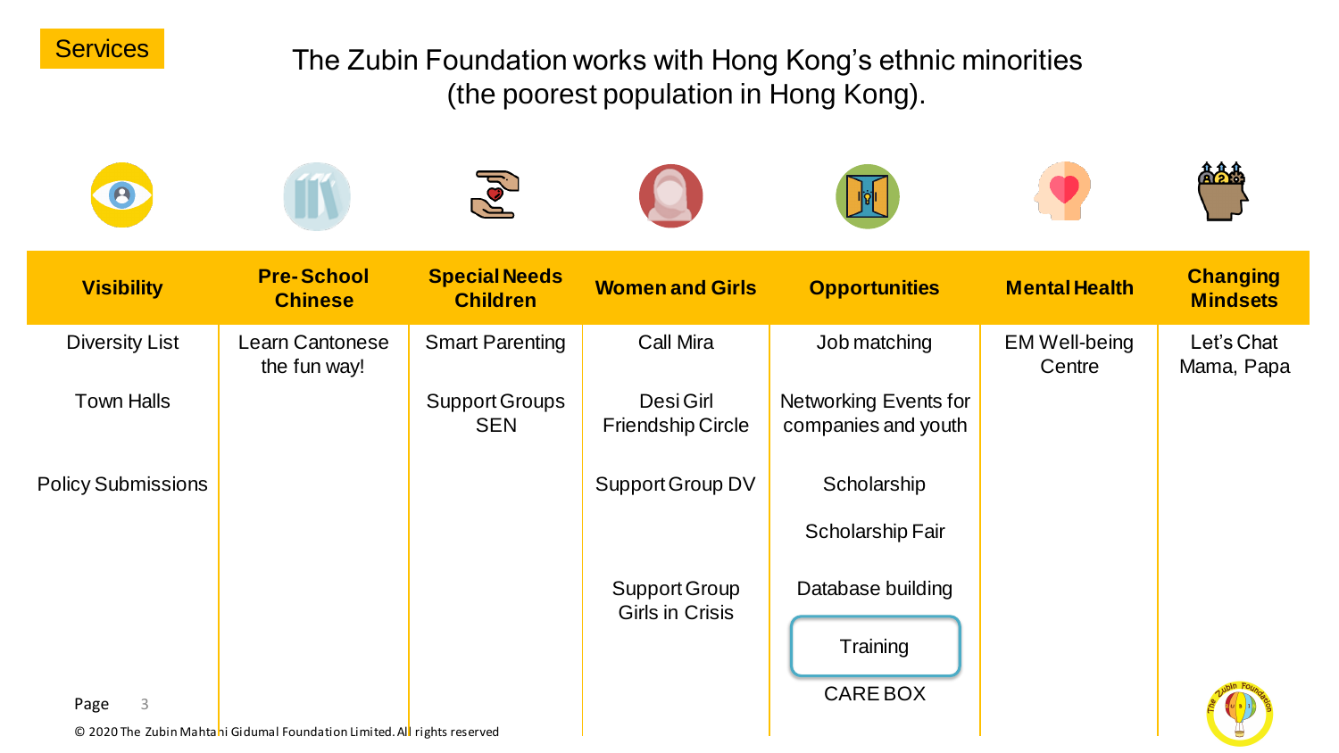Services

# The Zubin Foundation works with Hong Kong's ethnic minorities (the poorest population in Hong Kong).

| Visibility | Pre-School Chinese | Special Needs Children | Women and Girls | Opportunities | Mental Health | Changing Mindsets |
|---|---|---|---|---|---|---|
| Diversity List | Learn Cantonese the fun way! | Smart Parenting | Call Mira | Job matching | EM Well-being Centre | Let's Chat Mama, Papa |
| Town Halls | | Support Groups SEN | Desi Girl Friendship Circle | Networking Events for companies and youth | | |
| Policy Submissions | | | Support Group DV | Scholarship | | |
| | | | | Scholarship Fair | | |
| | | | Support Group Girls in Crisis | Database building | | |
| | | | | Training | | |
| | | | | CARE BOX | | |

© 2020 The Zubin Mahtani Gidumal Foundation Limited. All rights reserved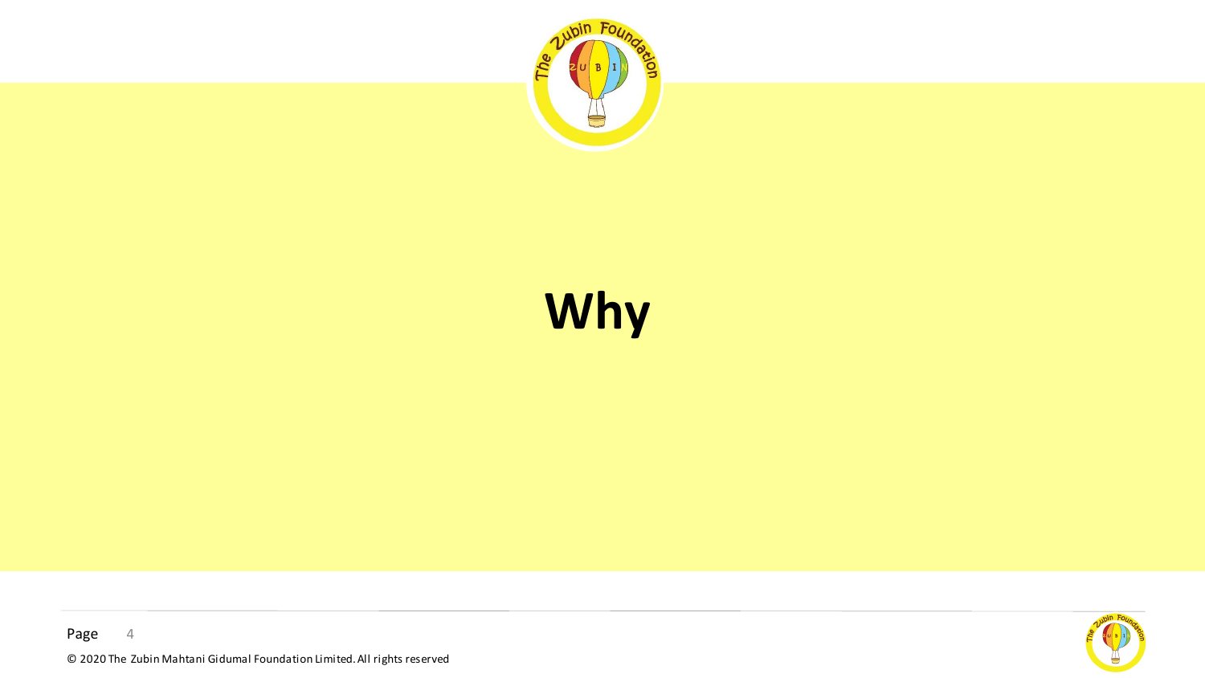# Why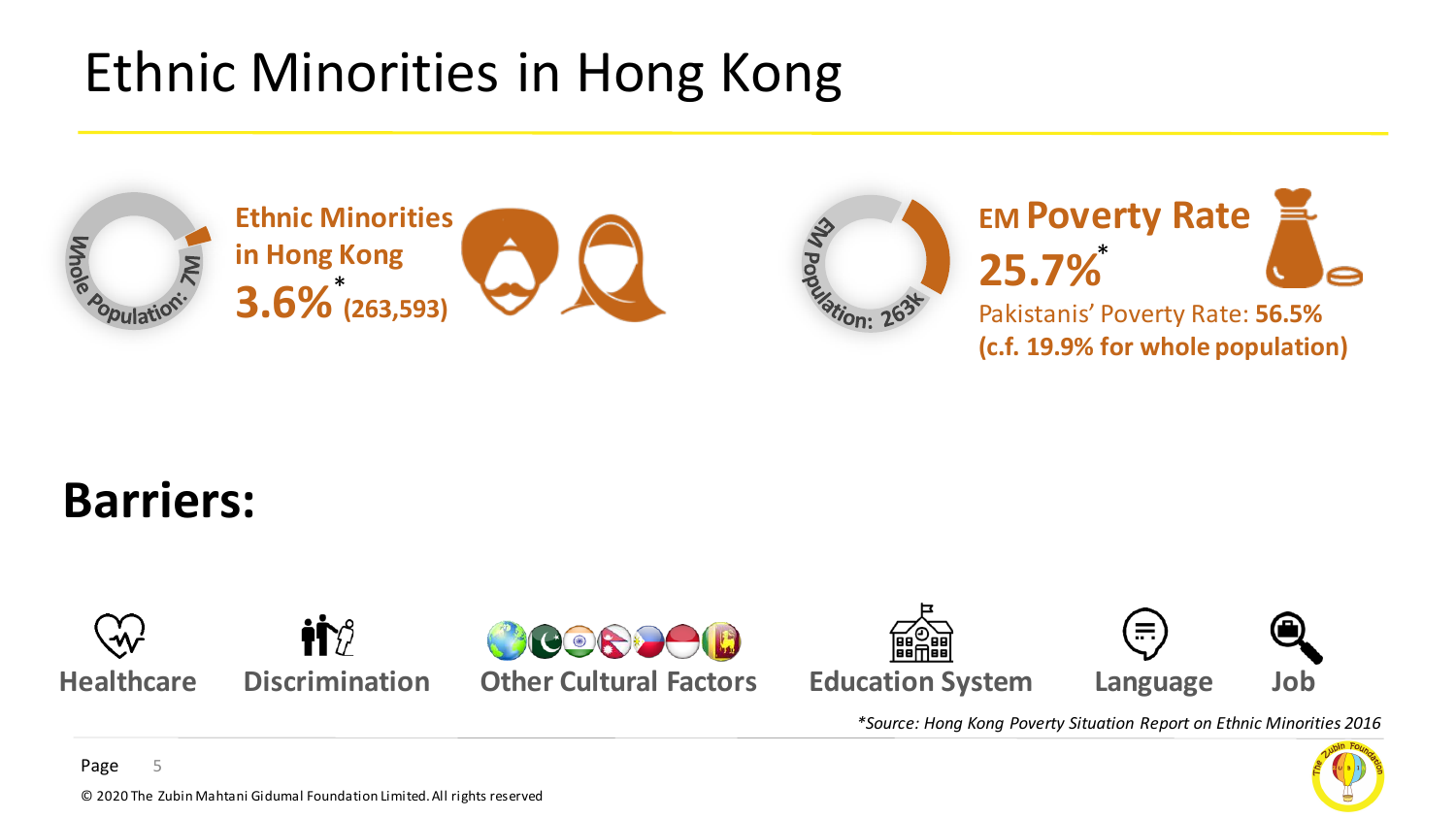# Ethnic Minorities in Hong Kong

Whole Population: 7M

**Ethnic Minorities in Hong Kong**

**3.6%*** **(263,593)**

EM Population: 263k

**EM Poverty Rate**

**25.7%***

Pakistanis' Poverty Rate: **56.5%**

**(c.f. 19.9% for whole population)**

## Barriers:

- **Healthcare**
- **Discrimination**
- **Other Cultural Factors**
- **Education System**
- **Language**
- **Job**

*\*Source: Hong Kong Poverty Situation Report on Ethnic Minorities 2016*

© 2020 The Zubin Mahtani Gidumal Foundation Limited. All rights reserved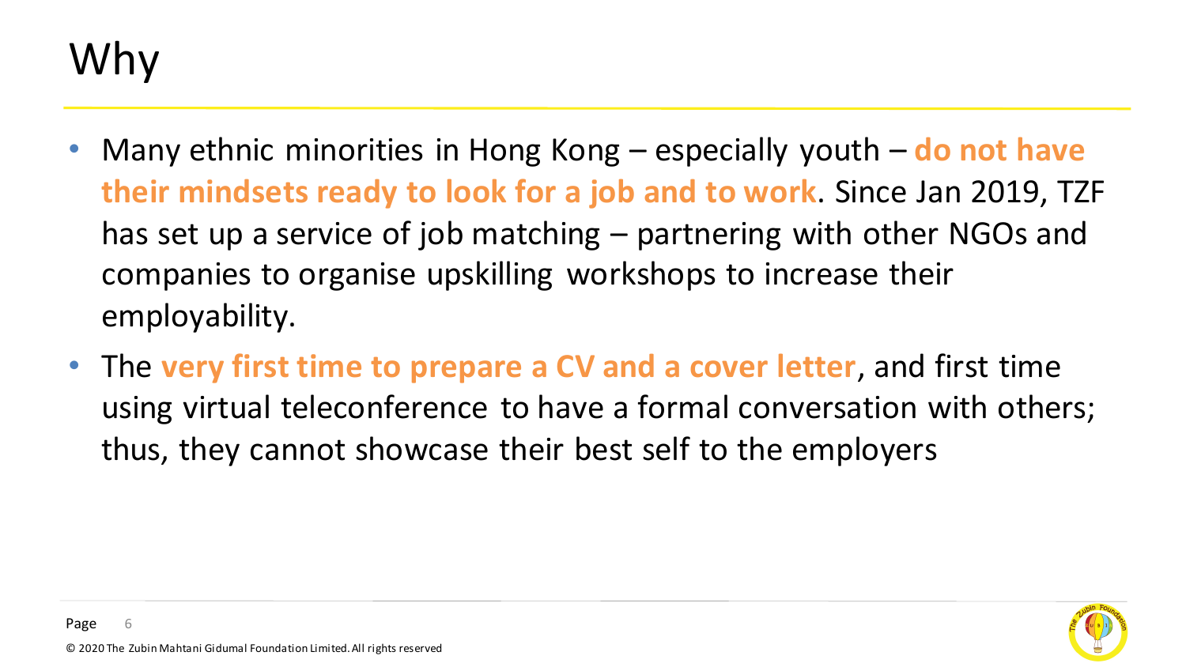# Why

- Many ethnic minorities in Hong Kong – especially youth – **do not have their mindsets ready to look for a job and to work**. Since Jan 2019, TZF has set up a service of job matching – partnering with other NGOs and companies to organise upskilling workshops to increase their employability.
- The **very first time to prepare a CV and a cover letter**, and first time using virtual teleconference to have a formal conversation with others; thus, they cannot showcase their best self to the employers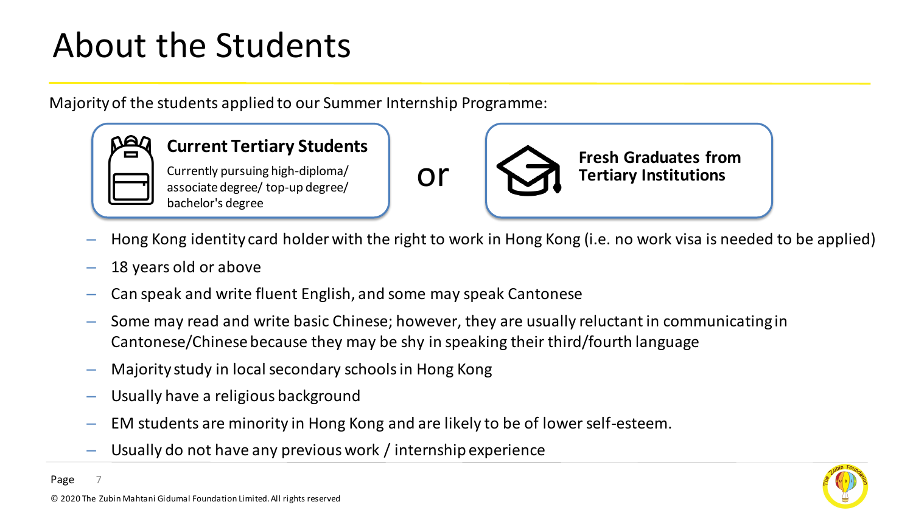# About the Students

Majority of the students applied to our Summer Internship Programme:

**Current Tertiary Students**

Currently pursuing high-diploma/ associate degree/ top-up degree/ bachelor's degree

or

**Fresh Graduates from Tertiary Institutions**

- Hong Kong identity card holder with the right to work in Hong Kong (i.e. no work visa is needed to be applied)
- 18 years old or above
- Can speak and write fluent English, and some may speak Cantonese
- Some may read and write basic Chinese; however, they are usually reluctant in communicating in Cantonese/Chinese because they may be shy in speaking their third/fourth language
- Majority study in local secondary schools in Hong Kong
- Usually have a religious background
- EM students are minority in Hong Kong and are likely to be of lower self-esteem.
- Usually do not have any previous work / internship experience

© 2020 The Zubin Mahtani Gidumal Foundation Limited. All rights reserved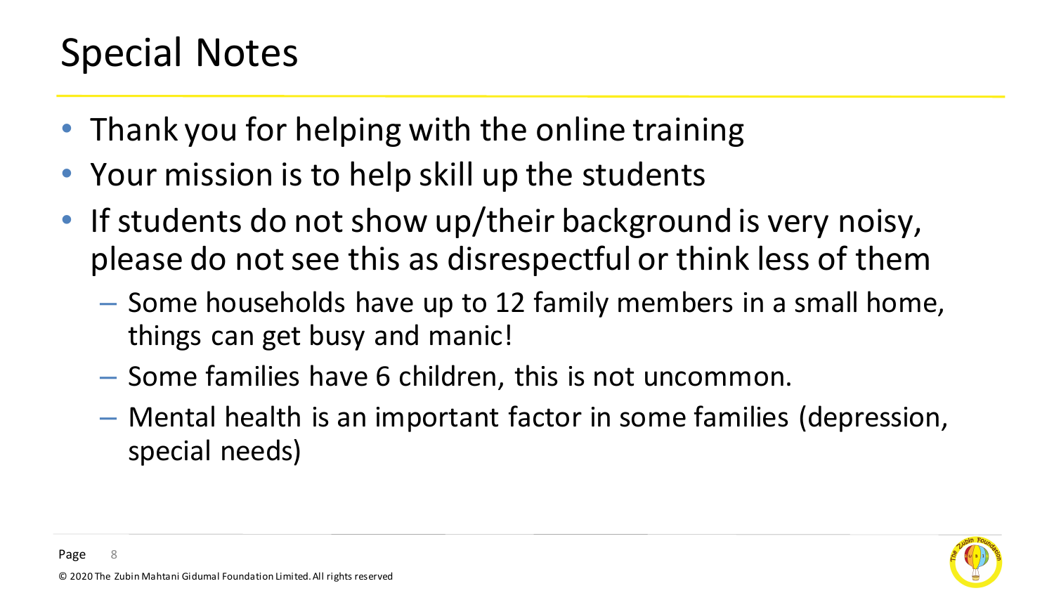# Special Notes

- Thank you for helping with the online training
- Your mission is to help skill up the students
- If students do not show up/their background is very noisy, please do not see this as disrespectful or think less of them
  - Some households have up to 12 family members in a small home, things can get busy and manic!
  - Some families have 6 children, this is not uncommon.
  - Mental health is an important factor in some families (depression, special needs)

© 2020 The Zubin Mahtani Gidumal Foundation Limited. All rights reserved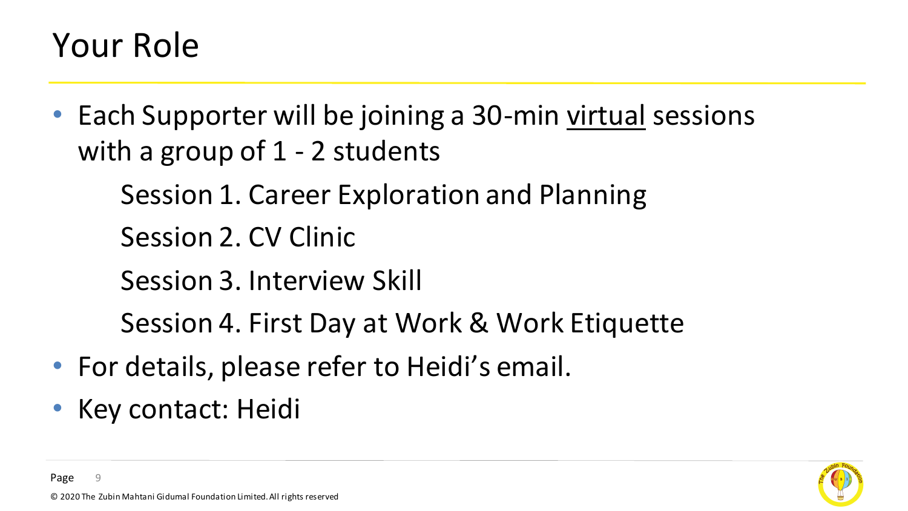# Your Role

- Each Supporter will be joining a 30-min <u>virtual</u> sessions with a group of 1 - 2 students
  - Session 1. Career Exploration and Planning
  - Session 2. CV Clinic
  - Session 3. Interview Skill
  - Session 4. First Day at Work & Work Etiquette
- For details, please refer to Heidi's email.
- Key contact: Heidi

© 2020 The Zubin Mahtani Gidumal Foundation Limited. All rights reserved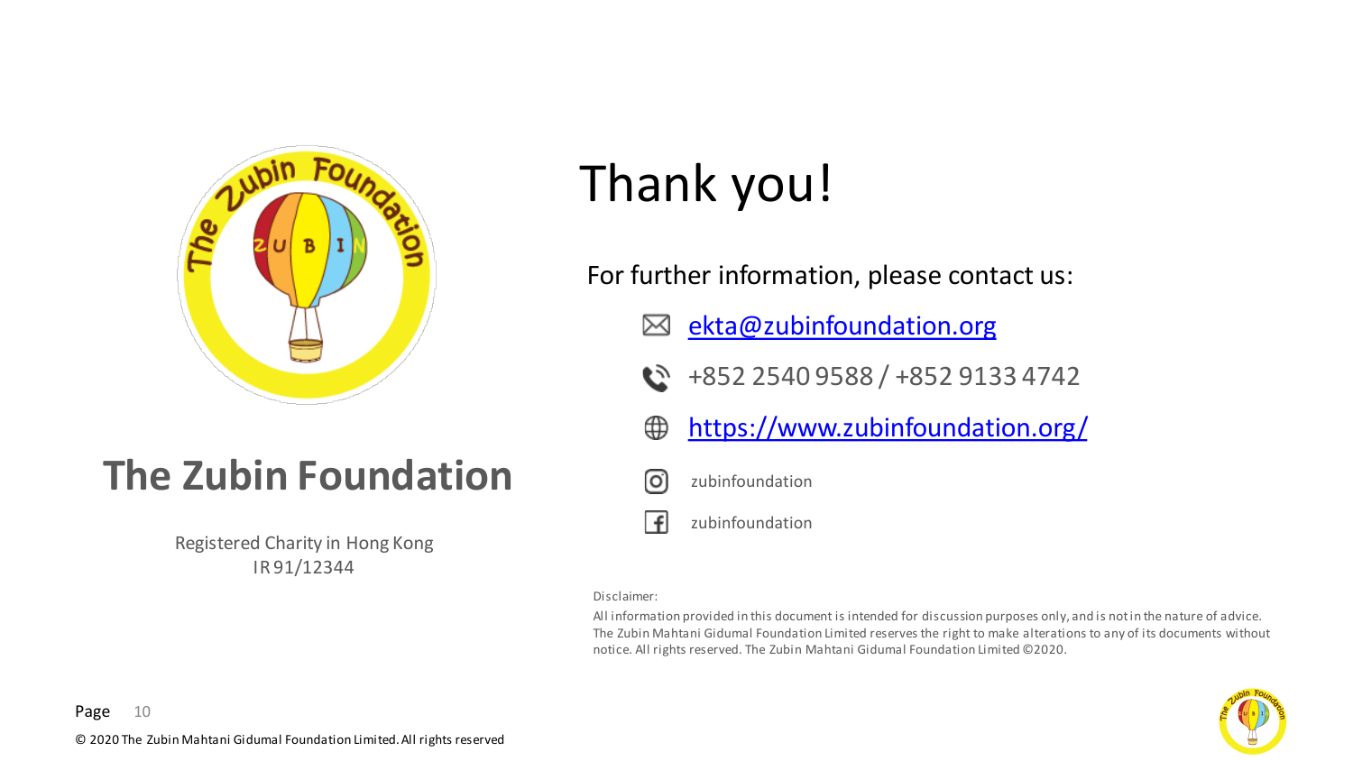## The Zubin Foundation

Registered Charity in Hong Kong
IR 91/12344

# Thank you!

For further information, please contact us:

- ekta@zubinfoundation.org
- +852 2540 9588 / +852 9133 4742
- https://www.zubinfoundation.org/
- zubinfoundation
- zubinfoundation

Disclaimer:

All information provided in this document is intended for discussion purposes only, and is not in the nature of advice. The Zubin Mahtani Gidumal Foundation Limited reserves the right to make alterations to any of its documents without notice. All rights reserved. The Zubin Mahtani Gidumal Foundation Limited ©2020.

© 2020 The Zubin Mahtani Gidumal Foundation Limited. All rights reserved